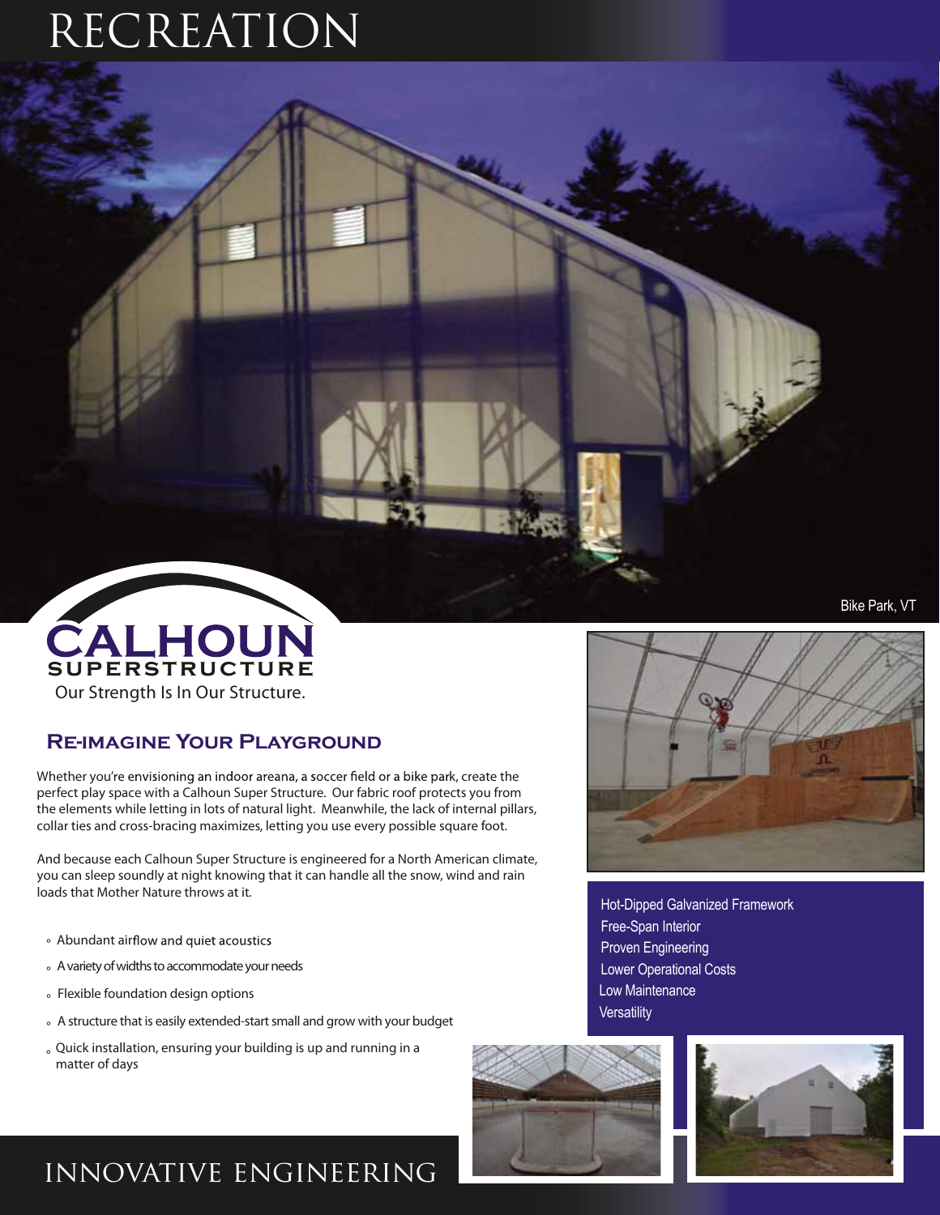# RECREATION

Bike Park, VT

**CALHOUN SUPERSTRUCTURE**

Our Strength Is In Our Structure.

## Re-imagine Your Playground

Whether you're envisioning an indoor areana, a soccer field or a bike park, create the perfect play space with a Calhoun Super Structure. Our fabric roof protects you from the elements while letting in lots of natural light. Meanwhile, the lack of internal pillars, collar ties and cross-bracing maximizes, letting you use every possible square foot.

And because each Calhoun Super Structure is engineered for a North American climate, you can sleep soundly at night knowing that it can handle all the snow, wind and rain loads that Mother Nature throws at it.

- Abundant airflow and quiet acoustics
- A variety of widths to accommodate your needs
- Flexible foundation design options
- A structure that is easily extended-start small and grow with your budget
- Quick installation, ensuring your building is up and running in a matter of days

Hot-Dipped Galvanized Framework
Free-Span Interior
Proven Engineering
Lower Operational Costs
Low Maintenance
Versatility

# INNOVATIVE ENGINEERING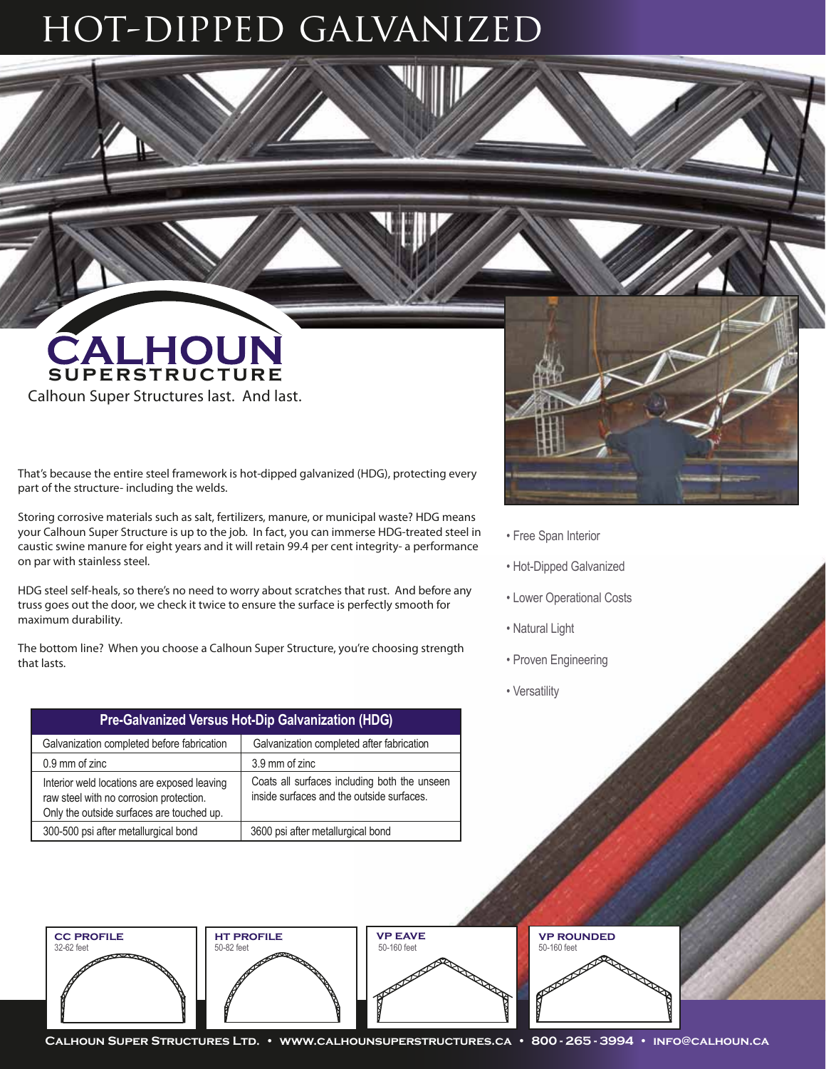# HOT-DIPPED GALVANIZED

**CALHOUN SUPERSTRUCTURE**

Calhoun Super Structures last. And last.

That's because the entire steel framework is hot-dipped galvanized (HDG), protecting every part of the structure- including the welds.

Storing corrosive materials such as salt, fertilizers, manure, or municipal waste? HDG means your Calhoun Super Structure is up to the job. In fact, you can immerse HDG-treated steel in caustic swine manure for eight years and it will retain 99.4 per cent integrity- a performance on par with stainless steel.

HDG steel self-heals, so there's no need to worry about scratches that rust. And before any truss goes out the door, we check it twice to ensure the surface is perfectly smooth for maximum durability.

The bottom line? When you choose a Calhoun Super Structure, you're choosing strength that lasts.

- Free Span Interior
- Hot-Dipped Galvanized
- Lower Operational Costs
- Natural Light
- Proven Engineering
- Versatility

| Pre-Galvanized Versus Hot-Dip Galvanization (HDG) | |
|---|---|
| Galvanization completed before fabrication | Galvanization completed after fabrication |
| 0.9 mm of zinc | 3.9 mm of zinc |
| Interior weld locations are exposed leaving raw steel with no corrosion protection. Only the outside surfaces are touched up. | Coats all surfaces including both the unseen inside surfaces and the outside surfaces. |
| 300-500 psi after metallurgical bond | 3600 psi after metallurgical bond |

**CC PROFILE**
32-62 feet

**HT PROFILE**
50-82 feet

**VP EAVE**
50-160 feet

**VP ROUNDED**
50-160 feet

**Calhoun Super Structures Ltd. • www.calhounsuperstructures.ca • 800-265-3994 • info@calhoun.ca**